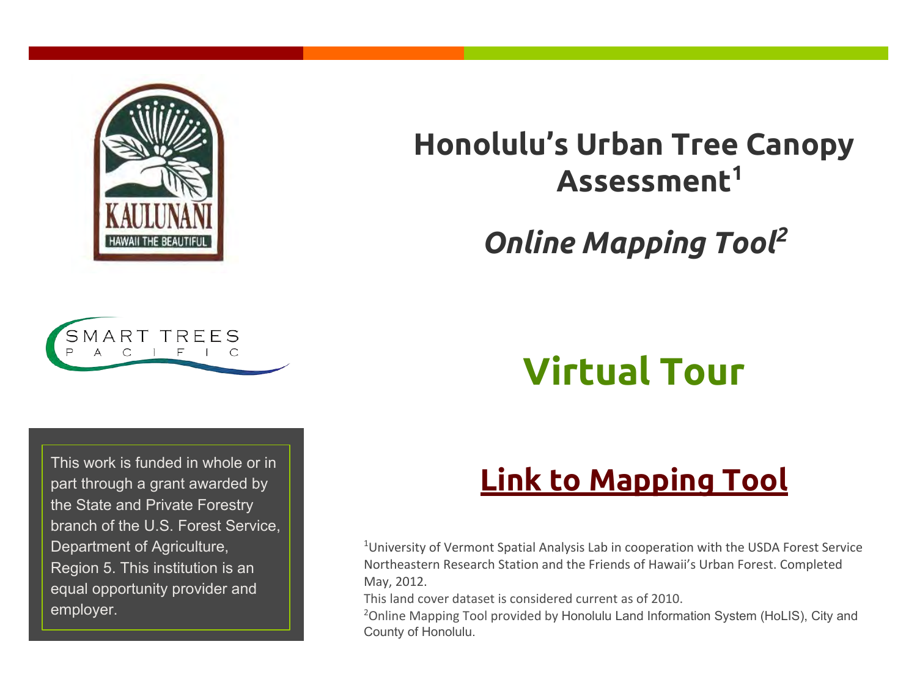# Honolulu's Urban Tree Canopy Assessment[1]

## *Online Mapping Tool[2]*

# Virtual Tour

## Link to Mapping Tool

This work is funded in whole or in part through a grant awarded by the State and Private Forestry branch of the U.S. Forest Service, Department of Agriculture, Region 5. This institution is an equal opportunity provider and employer.

[1]University of Vermont Spatial Analysis Lab in cooperation with the USDA Forest Service Northeastern Research Station and the Friends of Hawaii's Urban Forest. Completed May, 2012.

This land cover dataset is considered current as of 2010.

[2]Online Mapping Tool provided by Honolulu Land Information System (HoLIS), City and County of Honolulu.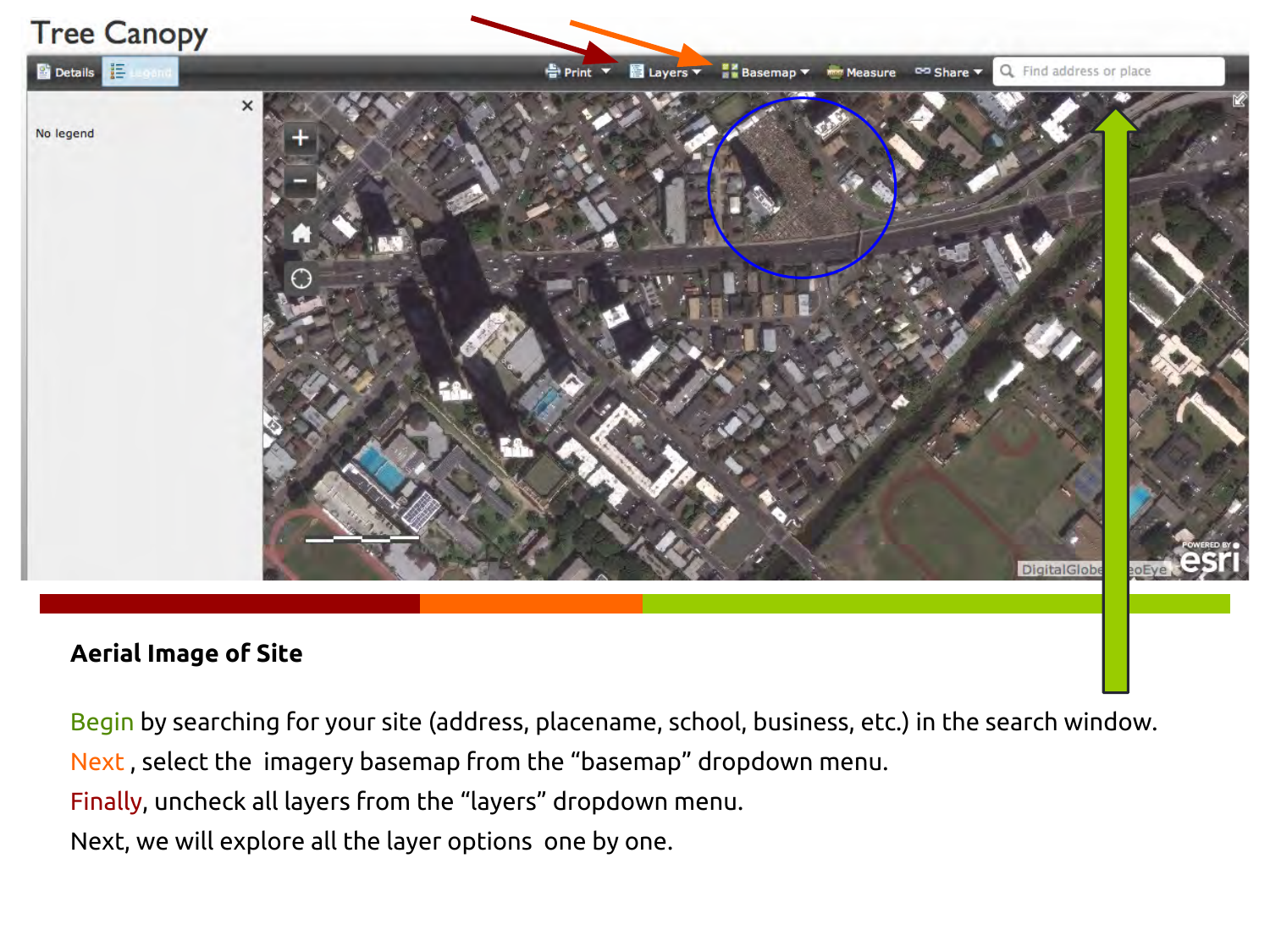Tree Canopy

**Aerial Image of Site**

Begin by searching for your site (address, placename, school, business, etc.) in the search window.

Next , select the imagery basemap from the “basemap” dropdown menu.

Finally, uncheck all layers from the “layers” dropdown menu.

Next, we will explore all the layer options one by one.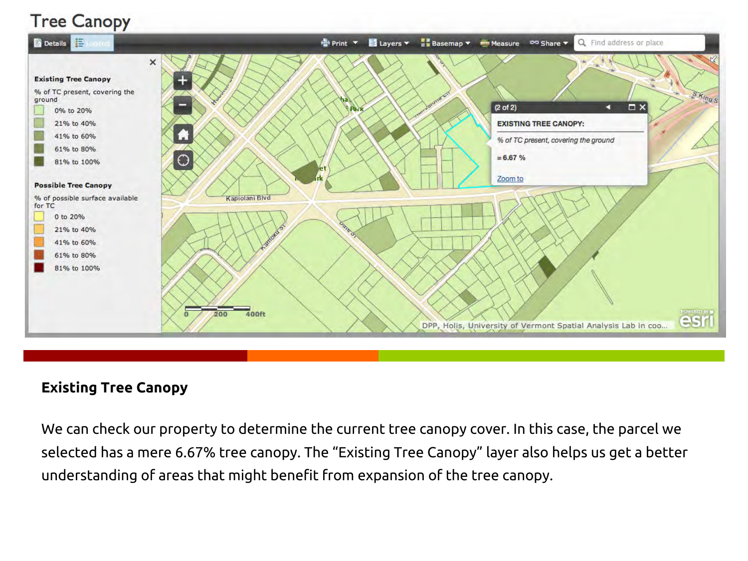# Tree Canopy

## Existing Tree Canopy

We can check our property to determine the current tree canopy cover. In this case, the parcel we selected has a mere 6.67% tree canopy. The “Existing Tree Canopy” layer also helps us get a better understanding of areas that might benefit from expansion of the tree canopy.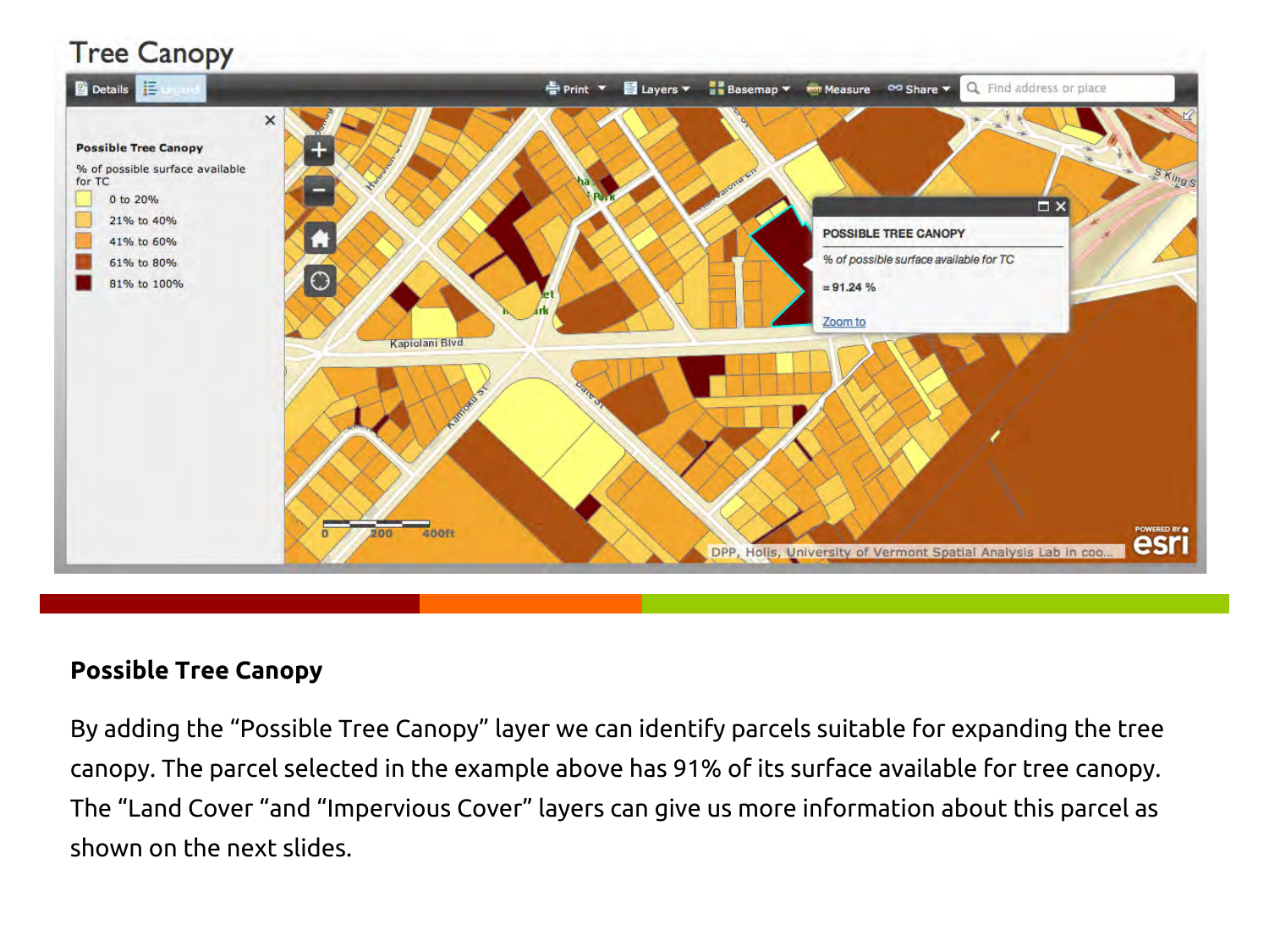# Tree Canopy

## Possible Tree Canopy

By adding the "Possible Tree Canopy" layer we can identify parcels suitable for expanding the tree canopy. The parcel selected in the example above has 91% of its surface available for tree canopy. The "Land Cover "and "Impervious Cover" layers can give us more information about this parcel as shown on the next slides.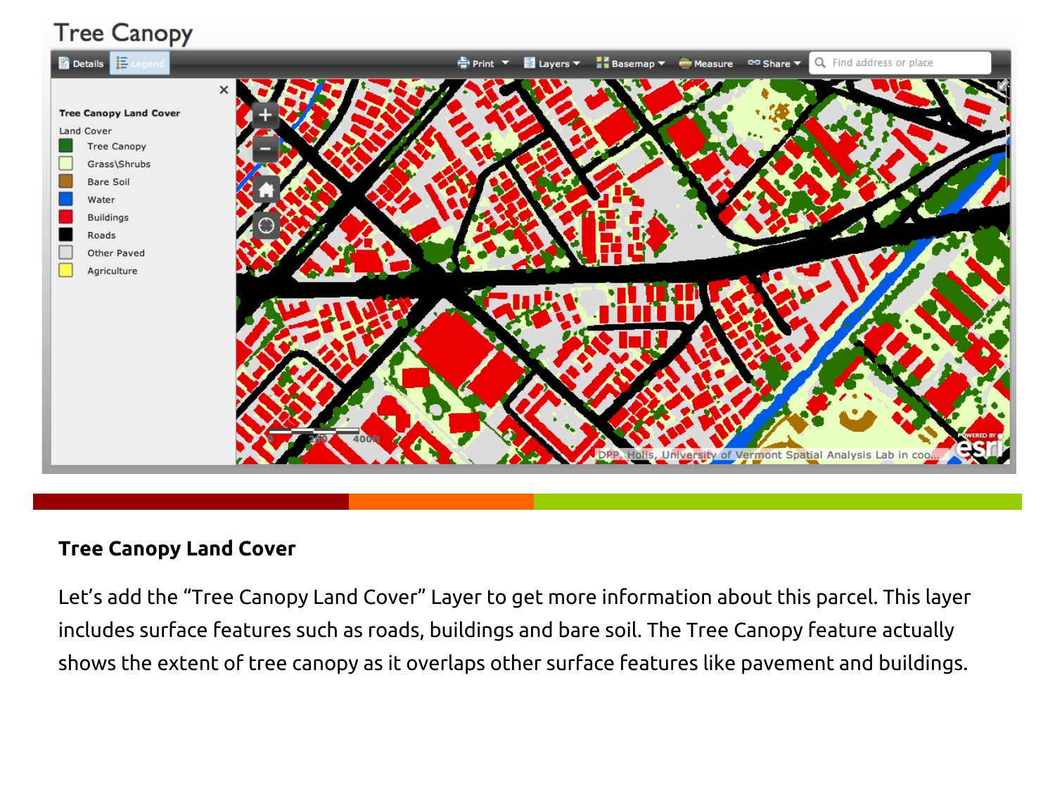# Tree Canopy

## Tree Canopy Land Cover

Let's add the "Tree Canopy Land Cover" Layer to get more information about this parcel. This layer includes surface features such as roads, buildings and bare soil. The Tree Canopy feature actually shows the extent of tree canopy as it overlaps other surface features like pavement and buildings.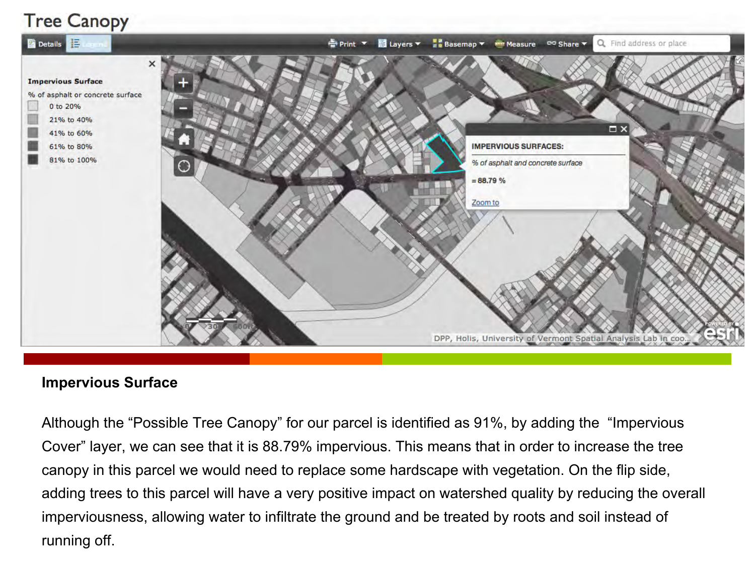## Tree Canopy

### Impervious Surface

Although the “Possible Tree Canopy” for our parcel is identified as 91%, by adding the “Impervious Cover” layer, we can see that it is 88.79% impervious. This means that in order to increase the tree canopy in this parcel we would need to replace some hardscape with vegetation. On the flip side, adding trees to this parcel will have a very positive impact on watershed quality by reducing the overall imperviousness, allowing water to infiltrate the ground and be treated by roots and soil instead of running off.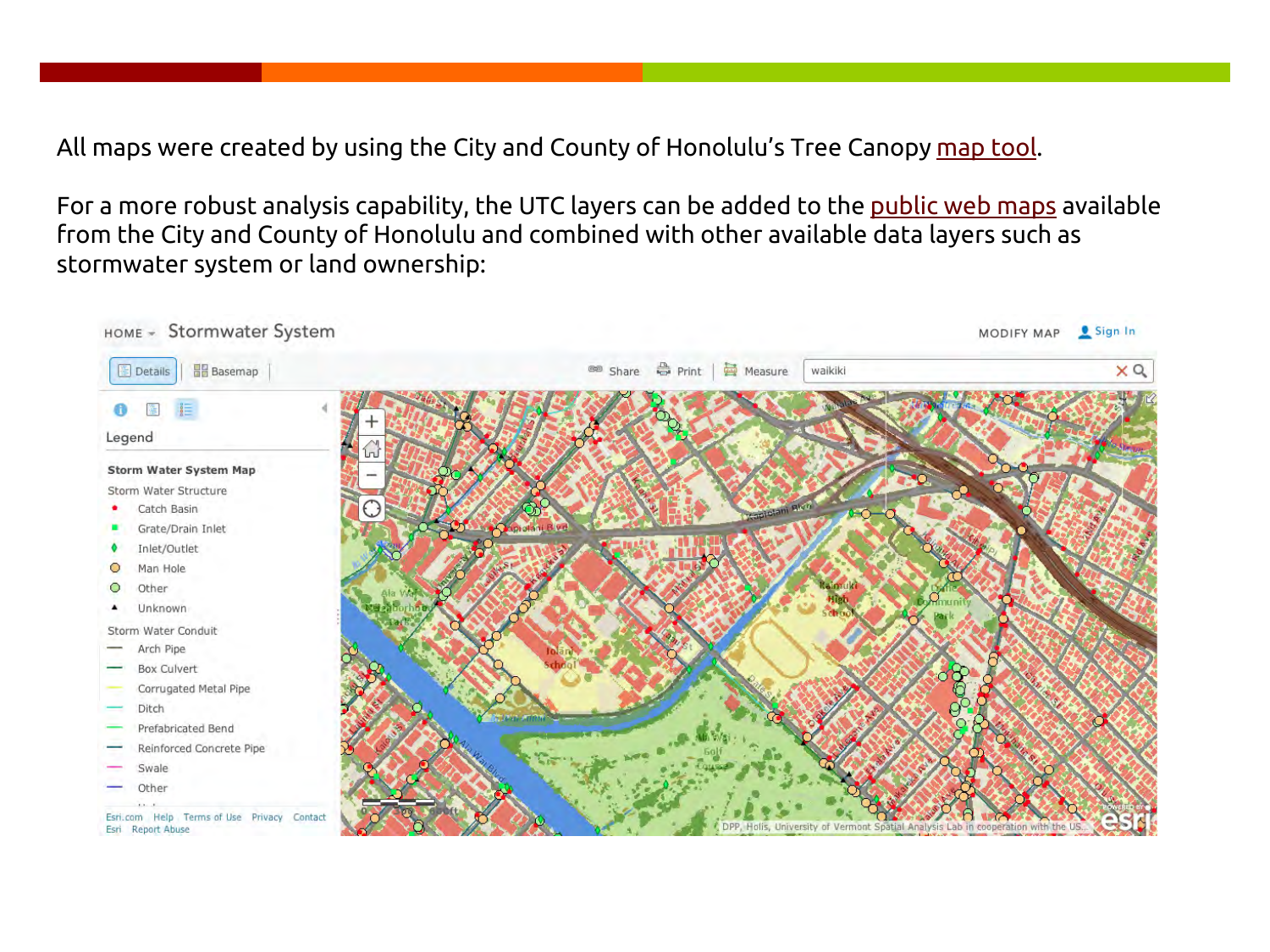All maps were created by using the City and County of Honolulu's Tree Canopy map tool.

For a more robust analysis capability, the UTC layers can be added to the public web maps available from the City and County of Honolulu and combined with other available data layers such as stormwater system or land ownership:

HOME Stormwater System

MODIFY MAP Sign In

Details Basemap Share Print Measure waikiki

Legend

**Storm Water System Map**

Storm Water Structure

- Catch Basin
- Grate/Drain Inlet
- Inlet/Outlet
- Man Hole
- Other
- Unknown

Storm Water Conduit

- Arch Pipe
- Box Culvert
- Corrugated Metal Pipe
- Ditch
- Prefabricated Bend
- Reinforced Concrete Pipe
- Swale
- Other

Esri.com Help Terms of Use Privacy Contact Esri Report Abuse

DPP, Hoiis, University of Vermont Spatial Analysis Lab in cooperation with the US...